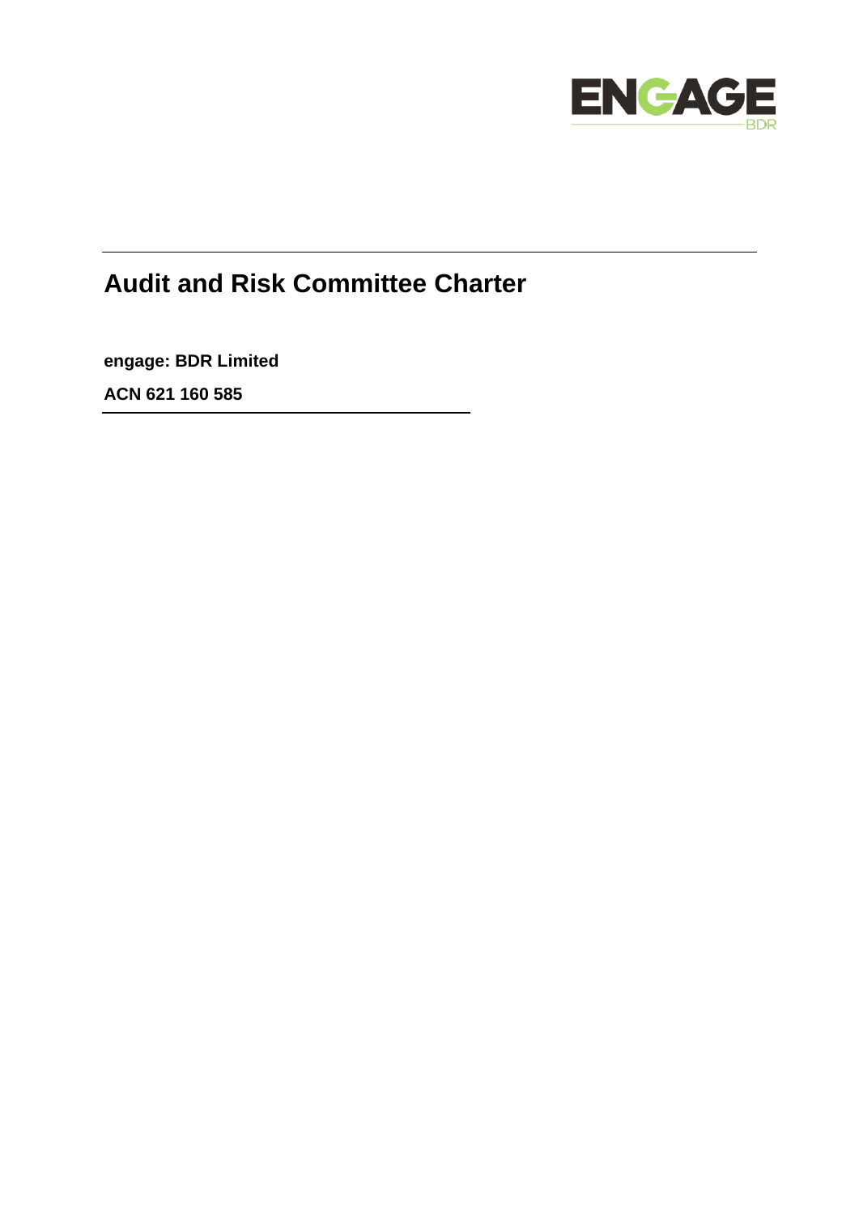# Audit and Risk Committee Charter

**engage: BDR Limited**

**ACN 621 160 585**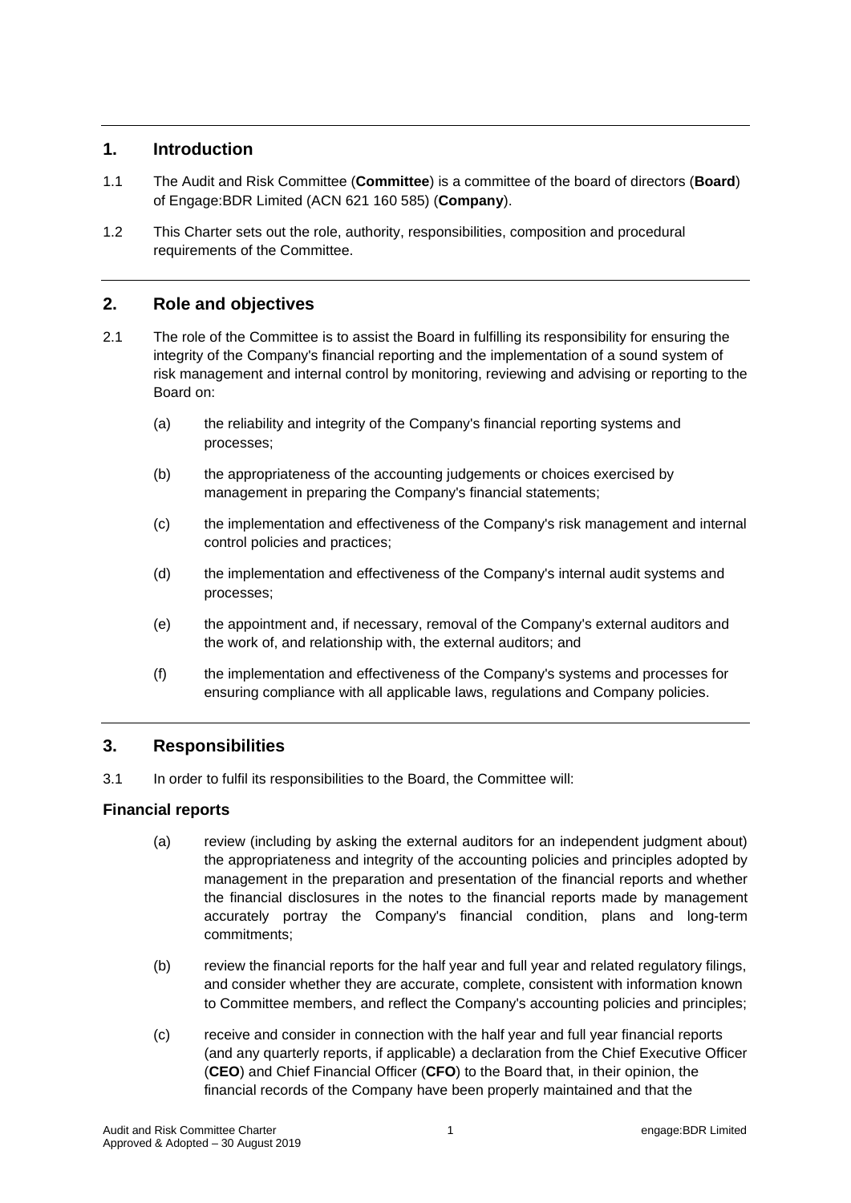## 1. Introduction

1.1 The Audit and Risk Committee (**Committee**) is a committee of the board of directors (**Board**) of Engage:BDR Limited (ACN 621 160 585) (**Company**).

1.2 This Charter sets out the role, authority, responsibilities, composition and procedural requirements of the Committee.

## 2. Role and objectives

2.1 The role of the Committee is to assist the Board in fulfilling its responsibility for ensuring the integrity of the Company's financial reporting and the implementation of a sound system of risk management and internal control by monitoring, reviewing and advising or reporting to the Board on:

(a) the reliability and integrity of the Company's financial reporting systems and processes;

(b) the appropriateness of the accounting judgements or choices exercised by management in preparing the Company's financial statements;

(c) the implementation and effectiveness of the Company's risk management and internal control policies and practices;

(d) the implementation and effectiveness of the Company's internal audit systems and processes;

(e) the appointment and, if necessary, removal of the Company's external auditors and the work of, and relationship with, the external auditors; and

(f) the implementation and effectiveness of the Company's systems and processes for ensuring compliance with all applicable laws, regulations and Company policies.

## 3. Responsibilities

3.1 In order to fulfil its responsibilities to the Board, the Committee will:

### Financial reports

(a) review (including by asking the external auditors for an independent judgment about) the appropriateness and integrity of the accounting policies and principles adopted by management in the preparation and presentation of the financial reports and whether the financial disclosures in the notes to the financial reports made by management accurately portray the Company's financial condition, plans and long-term commitments;

(b) review the financial reports for the half year and full year and related regulatory filings, and consider whether they are accurate, complete, consistent with information known to Committee members, and reflect the Company's accounting policies and principles;

(c) receive and consider in connection with the half year and full year financial reports (and any quarterly reports, if applicable) a declaration from the Chief Executive Officer (**CEO**) and Chief Financial Officer (**CFO**) to the Board that, in their opinion, the financial records of the Company have been properly maintained and that the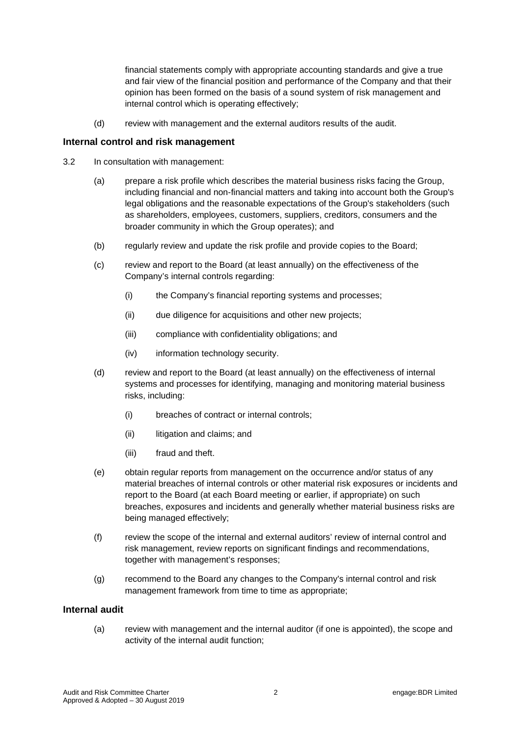financial statements comply with appropriate accounting standards and give a true and fair view of the financial position and performance of the Company and that their opinion has been formed on the basis of a sound system of risk management and internal control which is operating effectively;

(d) review with management and the external auditors results of the audit.

### Internal control and risk management

3.2 In consultation with management:

(a) prepare a risk profile which describes the material business risks facing the Group, including financial and non-financial matters and taking into account both the Group's legal obligations and the reasonable expectations of the Group's stakeholders (such as shareholders, employees, customers, suppliers, creditors, consumers and the broader community in which the Group operates); and

(b) regularly review and update the risk profile and provide copies to the Board;

(c) review and report to the Board (at least annually) on the effectiveness of the Company's internal controls regarding:

(i) the Company's financial reporting systems and processes;

(ii) due diligence for acquisitions and other new projects;

(iii) compliance with confidentiality obligations; and

(iv) information technology security.

(d) review and report to the Board (at least annually) on the effectiveness of internal systems and processes for identifying, managing and monitoring material business risks, including:

(i) breaches of contract or internal controls;

(ii) litigation and claims; and

(iii) fraud and theft.

(e) obtain regular reports from management on the occurrence and/or status of any material breaches of internal controls or other material risk exposures or incidents and report to the Board (at each Board meeting or earlier, if appropriate) on such breaches, exposures and incidents and generally whether material business risks are being managed effectively;

(f) review the scope of the internal and external auditors' review of internal control and risk management, review reports on significant findings and recommendations, together with management's responses;

(g) recommend to the Board any changes to the Company's internal control and risk management framework from time to time as appropriate;

### Internal audit

(a) review with management and the internal auditor (if one is appointed), the scope and activity of the internal audit function;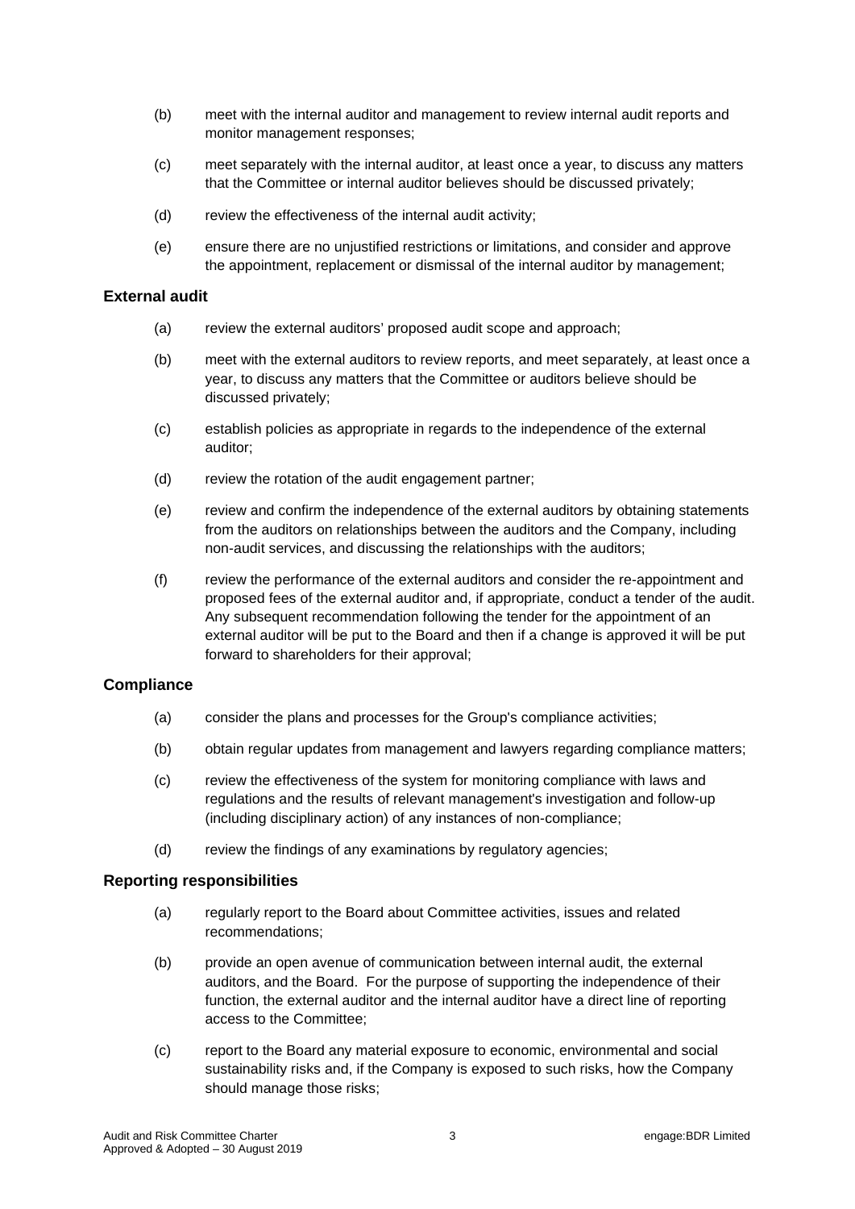(b) meet with the internal auditor and management to review internal audit reports and monitor management responses;

(c) meet separately with the internal auditor, at least once a year, to discuss any matters that the Committee or internal auditor believes should be discussed privately;

(d) review the effectiveness of the internal audit activity;

(e) ensure there are no unjustified restrictions or limitations, and consider and approve the appointment, replacement or dismissal of the internal auditor by management;

### External audit

(a) review the external auditors' proposed audit scope and approach;

(b) meet with the external auditors to review reports, and meet separately, at least once a year, to discuss any matters that the Committee or auditors believe should be discussed privately;

(c) establish policies as appropriate in regards to the independence of the external auditor;

(d) review the rotation of the audit engagement partner;

(e) review and confirm the independence of the external auditors by obtaining statements from the auditors on relationships between the auditors and the Company, including non-audit services, and discussing the relationships with the auditors;

(f) review the performance of the external auditors and consider the re-appointment and proposed fees of the external auditor and, if appropriate, conduct a tender of the audit. Any subsequent recommendation following the tender for the appointment of an external auditor will be put to the Board and then if a change is approved it will be put forward to shareholders for their approval;

### Compliance

(a) consider the plans and processes for the Group's compliance activities;

(b) obtain regular updates from management and lawyers regarding compliance matters;

(c) review the effectiveness of the system for monitoring compliance with laws and regulations and the results of relevant management's investigation and follow-up (including disciplinary action) of any instances of non-compliance;

(d) review the findings of any examinations by regulatory agencies;

### Reporting responsibilities

(a) regularly report to the Board about Committee activities, issues and related recommendations;

(b) provide an open avenue of communication between internal audit, the external auditors, and the Board. For the purpose of supporting the independence of their function, the external auditor and the internal auditor have a direct line of reporting access to the Committee;

(c) report to the Board any material exposure to economic, environmental and social sustainability risks and, if the Company is exposed to such risks, how the Company should manage those risks;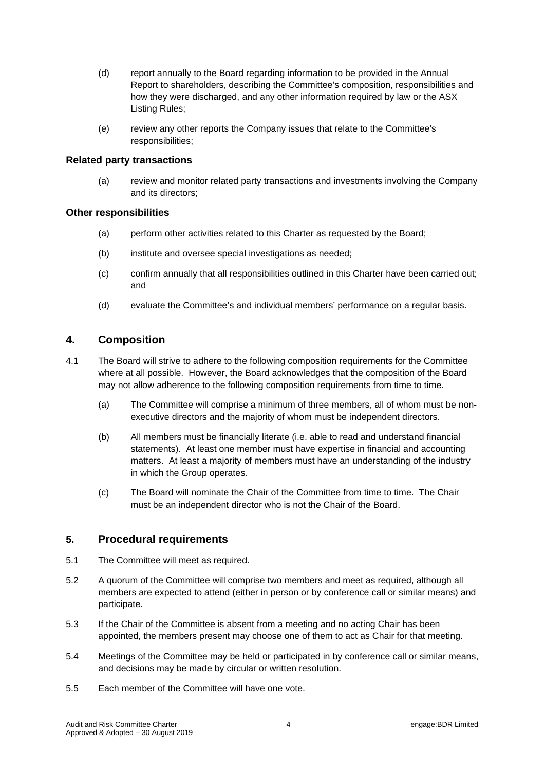(d) report annually to the Board regarding information to be provided in the Annual Report to shareholders, describing the Committee's composition, responsibilities and how they were discharged, and any other information required by law or the ASX Listing Rules;

(e) review any other reports the Company issues that relate to the Committee's responsibilities;

**Related party transactions**

(a) review and monitor related party transactions and investments involving the Company and its directors;

**Other responsibilities**

(a) perform other activities related to this Charter as requested by the Board;

(b) institute and oversee special investigations as needed;

(c) confirm annually that all responsibilities outlined in this Charter have been carried out; and

(d) evaluate the Committee's and individual members' performance on a regular basis.

## 4. Composition

4.1 The Board will strive to adhere to the following composition requirements for the Committee where at all possible. However, the Board acknowledges that the composition of the Board may not allow adherence to the following composition requirements from time to time.

(a) The Committee will comprise a minimum of three members, all of whom must be non-executive directors and the majority of whom must be independent directors.

(b) All members must be financially literate (i.e. able to read and understand financial statements). At least one member must have expertise in financial and accounting matters. At least a majority of members must have an understanding of the industry in which the Group operates.

(c) The Board will nominate the Chair of the Committee from time to time. The Chair must be an independent director who is not the Chair of the Board.

## 5. Procedural requirements

5.1 The Committee will meet as required.

5.2 A quorum of the Committee will comprise two members and meet as required, although all members are expected to attend (either in person or by conference call or similar means) and participate.

5.3 If the Chair of the Committee is absent from a meeting and no acting Chair has been appointed, the members present may choose one of them to act as Chair for that meeting.

5.4 Meetings of the Committee may be held or participated in by conference call or similar means, and decisions may be made by circular or written resolution.

5.5 Each member of the Committee will have one vote.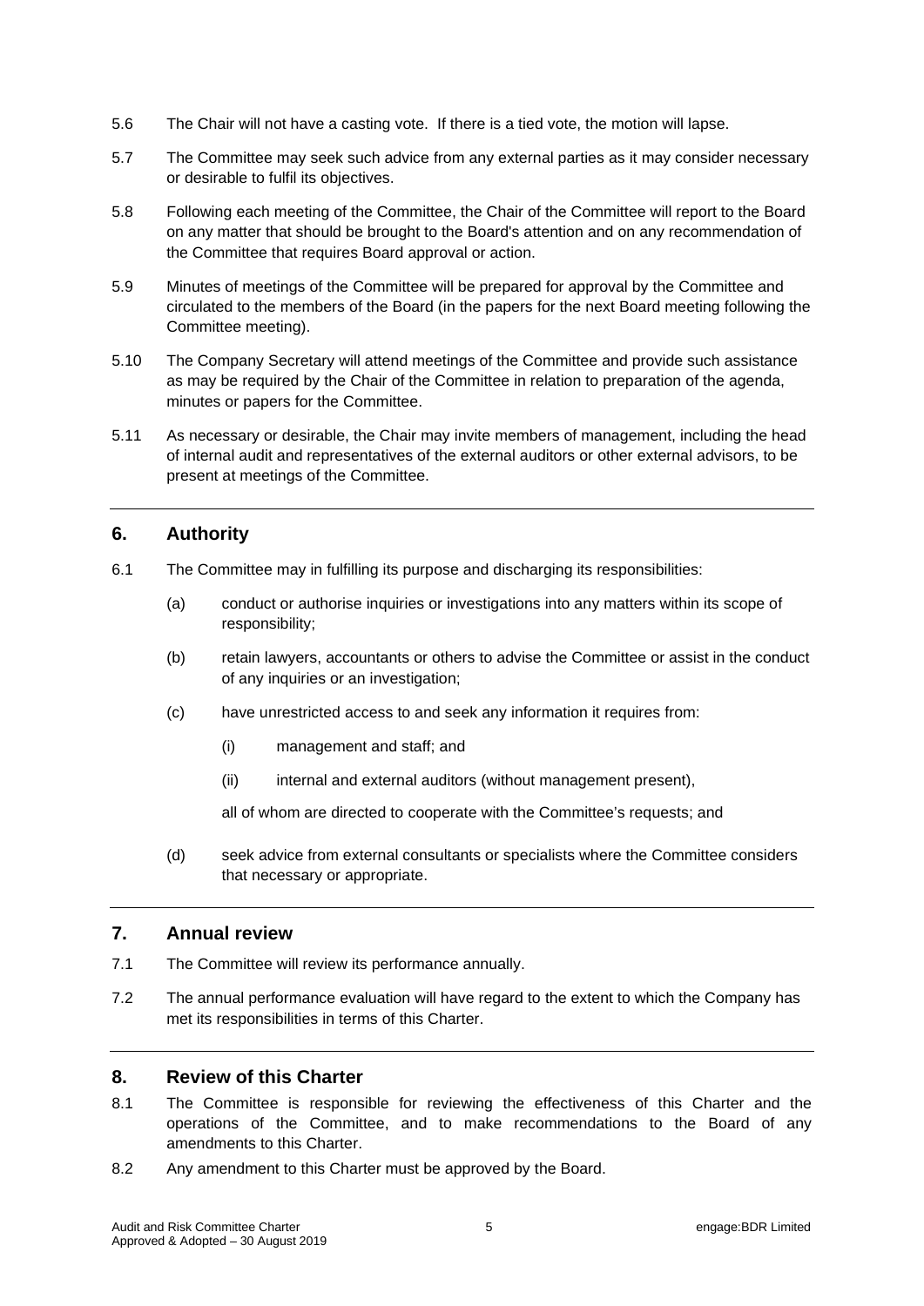5.6 The Chair will not have a casting vote. If there is a tied vote, the motion will lapse.

5.7 The Committee may seek such advice from any external parties as it may consider necessary or desirable to fulfil its objectives.

5.8 Following each meeting of the Committee, the Chair of the Committee will report to the Board on any matter that should be brought to the Board's attention and on any recommendation of the Committee that requires Board approval or action.

5.9 Minutes of meetings of the Committee will be prepared for approval by the Committee and circulated to the members of the Board (in the papers for the next Board meeting following the Committee meeting).

5.10 The Company Secretary will attend meetings of the Committee and provide such assistance as may be required by the Chair of the Committee in relation to preparation of the agenda, minutes or papers for the Committee.

5.11 As necessary or desirable, the Chair may invite members of management, including the head of internal audit and representatives of the external auditors or other external advisors, to be present at meetings of the Committee.

## 6. Authority

6.1 The Committee may in fulfilling its purpose and discharging its responsibilities:

(a) conduct or authorise inquiries or investigations into any matters within its scope of responsibility;

(b) retain lawyers, accountants or others to advise the Committee or assist in the conduct of any inquiries or an investigation;

(c) have unrestricted access to and seek any information it requires from:

(i) management and staff; and

(ii) internal and external auditors (without management present),

all of whom are directed to cooperate with the Committee's requests; and

(d) seek advice from external consultants or specialists where the Committee considers that necessary or appropriate.

## 7. Annual review

7.1 The Committee will review its performance annually.

7.2 The annual performance evaluation will have regard to the extent to which the Company has met its responsibilities in terms of this Charter.

## 8. Review of this Charter

8.1 The Committee is responsible for reviewing the effectiveness of this Charter and the operations of the Committee, and to make recommendations to the Board of any amendments to this Charter.

8.2 Any amendment to this Charter must be approved by the Board.